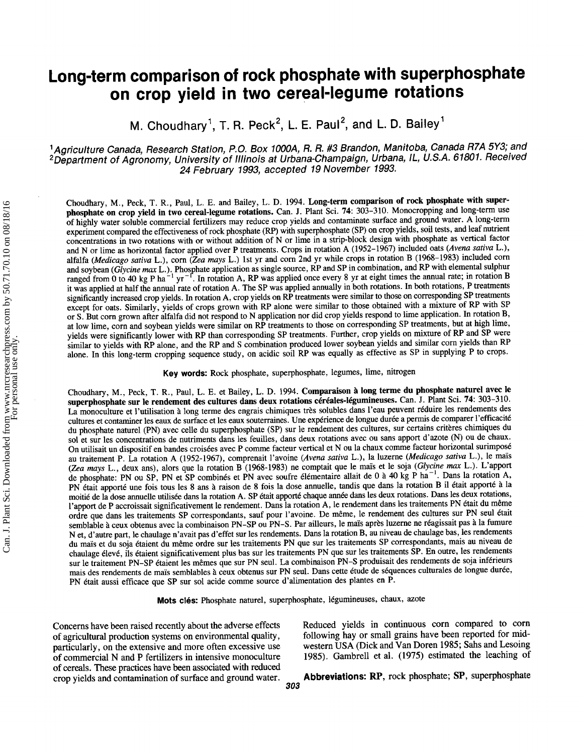# Long-term comparison of rock phosphate with superphosphate on crop yield in two cereal-legume rotations

M. Choudhary[1], T. R. Peck[2], L. E. Paul[2], and L. D. Bailey[1]

[1]*Agriculture Canada, Research Station, P.O. Box 1000A, R. R. #3 Brandon, Manitoba, Canada R7A 5Y3; and* [2]*Department of Agronomy, University of Illinois at Urbana-Champaign, Urbana, IL, U.S.A. 61801. Received 24 February 1993, accepted 19 November 1993.*

Choudhary, M., Peck, T. R., Paul, L. E. and Bailey, L. D. 1994. **Long-term comparison of rock phosphate with superphosphate on crop yield in two cereal-legume rotations.** Can. J. Plant Sci. 74: 303–310. Monocropping and long-term use of highly water soluble commercial fertilizers may reduce crop yields and contaminate surface and ground water. A long-term experiment compared the effectiveness of rock phosphate (RP) with superphosphate (SP) on crop yields, soil tests, and leaf nutrient concentrations in two rotations with or without addition of N or lime in a strip-block design with phosphate as vertical factor and N or lime as horizontal factor applied over P treatments. Crops in rotation A (1952-1967) included oats (*Avena sativa* L.), alfalfa (*Medicago sativa* L.), corn (*Zea mays* L.) 1st yr and corn 2nd yr while crops in rotation B (1968-1983) included corn and soybean (*Glycine max* L.). Phosphate application as single source, RP and SP in combination, and RP with elemental sulphur ranged from 0 to 40 kg P ha$^{-1}$ yr$^{-1}$. In rotation A, RP was applied once every 8 yr at eight times the annual rate; in rotation B it was applied at half the annual rate of rotation A. The SP was applied annually in both rotations. In both rotations, P treatments significantly increased crop yields. In rotation A, crop yields on RP treatments were similar to those on corresponding SP treatments except for oats. Similarly, yields of crops grown with RP alone were similar to those obtained with a mixture of RP with SP or S. But corn grown after alfalfa did not respond to N application nor did crop yields respond to lime application. In rotation B, at low lime, corn and soybean yields were similar on RP treatments to those on corresponding SP treatments, but at high lime, yields were significantly lower with RP than corresponding SP treatments. Further, crop yields on mixture of RP and SP were similar to yields with RP alone, and the RP and S combination produced lower soybean yields and similar corn yields than RP alone. In this long-term cropping sequence study, on acidic soil RP was equally as effective as SP in supplying P to crops.

**Key words:** Rock phosphate, superphosphate, legumes, lime, nitrogen

Choudhary, M., Peck, T. R., Paul, L. E. et Bailey, L. D. 1994. **Comparaison à long terme du phosphate naturel avec le superphosphate sur le rendement des cultures dans deux rotations céréales-légumineuses.** Can. J. Plant Sci. 74: 303–310. La monoculture et l'utilisation à long terme des engrais chimiques très solubles dans l'eau peuvent réduire les rendements des cultures et contaminer les eaux de surface et les eaux souterraines. Une expérience de longue durée a permis de comparer l'efficacité du phosphate naturel (PN) avec celle du superphosphate (SP) sur le rendement des cultures, sur certains critères chimiques du sol et sur les concentrations de nutriments dans les feuilles, dans deux rotations avec ou sans apport d'azote (N) ou de chaux. On utilisait un dispositif en bandes croisées avec P comme facteur vertical et N ou la chaux comme facteur horizontal surimposé au traitement P. La rotation A (1952-1967), comprenait l'avoine (*Avena sativa* L.), la luzerne (*Medicago sativa* L.), le maïs (*Zea mays* L., deux ans), alors que la rotation B (1968-1983) ne comptait que le maïs et le soja (*Glycine max* L.). L'apport de phosphate: PN ou SP, PN et SP combinés et PN avec soufre élémentaire allait de 0 à 40 kg P ha$^{-1}$. Dans la rotation A, PN était apporté une fois tous les 8 ans à raison de 8 fois la dose annuelle, tandis que dans la rotation B il était apporté à la moitié de la dose annuelle utilisée dans la rotation A. SP était apporté chaque année dans les deux rotations. Dans les deux rotations, l'apport de P accroissait significativement le rendement. Dans la rotation A, le rendement dans les traitements PN était du même ordre que dans les traitements SP correspondants, sauf pour l'avoine. De même, le rendement des cultures sur PN seul était semblable à ceux obtenus avec la combinaison PN–SP ou PN–S. Par ailleurs, le maïs après luzerne ne réagissait pas à la fumure N et, d'autre part, le chaulage n'avait pas d'effet sur les rendements. Dans la rotation B, au niveau de chaulage bas, les rendements du maïs et du soja étaient du même ordre sur les traitements PN que sur les traitements SP correspondants, mais au niveau de chaulage élevé, ils étaient significativement plus bas sur les traitements PN que sur les traitements SP. En outre, les rendements sur le traitement PN–SP étaient les mêmes que sur PN seul. La combinaison PN–S produisait des rendements de soja inférieurs mais des rendements de maïs semblables à ceux obtenus sur PN seul. Dans cette étude de séquences culturales de longue durée, PN était aussi efficace que SP sur sol acide comme source d'alimentation des plantes en P.

**Mots clés:** Phosphate naturel, superphosphate, légumineuses, chaux, azote

Concerns have been raised recently about the adverse effects of agricultural production systems on environmental quality, particularly, on the extensive and more often excessive use of commercial N and P fertilizers in intensive monoculture of cereals. These practices have been associated with reduced crop yields and contamination of surface and ground water. Reduced yields in continuous corn compared to corn following hay or small grains have been reported for mid-western USA (Dick and Van Doren 1985; Sahs and Lesoing 1985). Gambrell et al. (1975) estimated the leaching of

**Abbreviations: RP**, rock phosphate; **SP**, superphosphate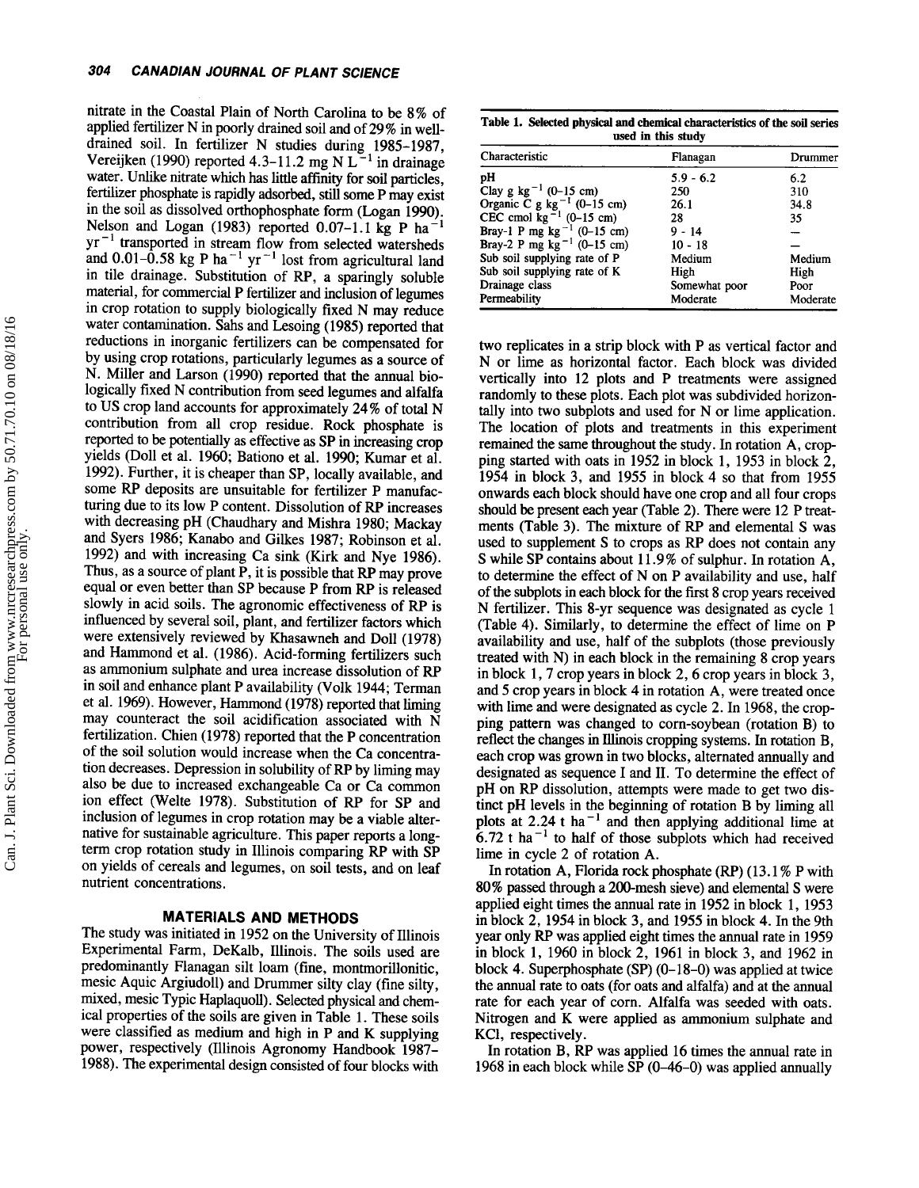nitrate in the Coastal Plain of North Carolina to be 8% of applied fertilizer N in poorly drained soil and of 29% in well-drained soil. In fertilizer N studies during 1985–1987, Vereijken (1990) reported 4.3–11.2 mg N $L^{-1}$ in drainage water. Unlike nitrate which has little affinity for soil particles, fertilizer phosphate is rapidly adsorbed, still some P may exist in the soil as dissolved orthophosphate form (Logan 1990). Nelson and Logan (1983) reported 0.07–1.1 kg P $ha^{-1}$ $yr^{-1}$ transported in stream flow from selected watersheds and 0.01–0.58 kg P $ha^{-1}$ $yr^{-1}$ lost from agricultural land in tile drainage. Substitution of RP, a sparingly soluble material, for commercial P fertilizer and inclusion of legumes in crop rotation to supply biologically fixed N may reduce water contamination. Sahs and Lesoing (1985) reported that reductions in inorganic fertilizers can be compensated for by using crop rotations, particularly legumes as a source of N. Miller and Larson (1990) reported that the annual biologically fixed N contribution from seed legumes and alfalfa to US crop land accounts for approximately 24% of total N contribution from all crop residue. Rock phosphate is reported to be potentially as effective as SP in increasing crop yields (Doll et al. 1960; Bationo et al. 1990; Kumar et al. 1992). Further, it is cheaper than SP, locally available, and some RP deposits are unsuitable for fertilizer P manufacturing due to its low P content. Dissolution of RP increases with decreasing pH (Chaudhary and Mishra 1980; Mackay and Syers 1986; Kanabo and Gilkes 1987; Robinson et al. 1992) and with increasing Ca sink (Kirk and Nye 1986). Thus, as a source of plant P, it is possible that RP may prove equal or even better than SP because P from RP is released slowly in acid soils. The agronomic effectiveness of RP is influenced by several soil, plant, and fertilizer factors which were extensively reviewed by Khasawneh and Doll (1978) and Hammond et al. (1986). Acid-forming fertilizers such as ammonium sulphate and urea increase dissolution of RP in soil and enhance plant P availability (Volk 1944; Terman et al. 1969). However, Hammond (1978) reported that liming may counteract the soil acidification associated with N fertilization. Chien (1978) reported that the P concentration of the soil solution would increase when the Ca concentration decreases. Depression in solubility of RP by liming may also be due to increased exchangeable Ca or Ca common ion effect (Welte 1978). Substitution of RP for SP and inclusion of legumes in crop rotation may be a viable alternative for sustainable agriculture. This paper reports a long-term crop rotation study in Illinois comparing RP with SP on yields of cereals and legumes, on soil tests, and on leaf nutrient concentrations.

## MATERIALS AND METHODS

The study was initiated in 1952 on the University of Illinois Experimental Farm, DeKalb, Illinois. The soils used are predominantly Flanagan silt loam (fine, montmorillonitic, mesic Aquic Argiudoll) and Drummer silty clay (fine silty, mixed, mesic Typic Haplaquoll). Selected physical and chemical properties of the soils are given in Table 1. These soils were classified as medium and high in P and K supplying power, respectively (Illinois Agronomy Handbook 1987–1988). The experimental design consisted of four blocks with two replicates in a strip block with P as vertical factor and N or lime as horizontal factor. Each block was divided vertically into 12 plots and P treatments were assigned randomly to these plots. Each plot was subdivided horizontally into two subplots and used for N or lime application. The location of plots and treatments in this experiment remained the same throughout the study. In rotation A, cropping started with oats in 1952 in block 1, 1953 in block 2, 1954 in block 3, and 1955 in block 4 so that from 1955 onwards each block should have one crop and all four crops should be present each year (Table 2). There were 12 P treatments (Table 3). The mixture of RP and elemental S was used to supplement S to crops as RP does not contain any S while SP contains about 11.9% of sulphur. In rotation A, to determine the effect of N on P availability and use, half of the subplots in each block for the first 8 crop years received N fertilizer. This 8-yr sequence was designated as cycle 1 (Table 4). Similarly, to determine the effect of lime on P availability and use, half of the subplots (those previously treated with N) in each block in the remaining 8 crop years in block 1, 7 crop years in block 2, 6 crop years in block 3, and 5 crop years in block 4 in rotation A, were treated once with lime and were designated as cycle 2. In 1968, the cropping pattern was changed to corn-soybean (rotation B) to reflect the changes in Illinois cropping systems. In rotation B, each crop was grown in two blocks, alternated annually and designated as sequence I and II. To determine the effect of pH on RP dissolution, attempts were made to get two distinct pH levels in the beginning of rotation B by liming all plots at 2.24 t $ha^{-1}$ and then applying additional lime at 6.72 t $ha^{-1}$ to half of those subplots which had received lime in cycle 2 of rotation A.

In rotation A, Florida rock phosphate (RP) (13.1% P with 80% passed through a 200-mesh sieve) and elemental S were applied eight times the annual rate in 1952 in block 1, 1953 in block 2, 1954 in block 3, and 1955 in block 4. In the 9th year only RP was applied eight times the annual rate in 1959 in block 1, 1960 in block 2, 1961 in block 3, and 1962 in block 4. Superphosphate (SP) (0-18-0) was applied at twice the annual rate to oats (for oats and alfalfa) and at the annual rate for each year of corn. Alfalfa was seeded with oats. Nitrogen and K were applied as ammonium sulphate and KCl, respectively.

In rotation B, RP was applied 16 times the annual rate in 1968 in each block while SP (0-46-0) was applied annually

**Table 1. Selected physical and chemical characteristics of the soil series used in this study**

| Characteristic | Flanagan | Drummer |
|---|---|---|
| pH | 5.9 - 6.2 | 6.2 |
| Clay g $kg^{-1}$ (0–15 cm) | 250 | 310 |
| Organic C g $kg^{-1}$ (0–15 cm) | 26.1 | 34.8 |
| CEC cmol $kg^{-1}$ (0–15 cm) | 28 | 35 |
| Bray-1 P mg $kg^{-1}$ (0–15 cm) | 9 - 14 | — |
| Bray-2 P mg $kg^{-1}$ (0–15 cm) | 10 - 18 | — |
| Sub soil supplying rate of P | Medium | Medium |
| Sub soil supplying rate of K | High | High |
| Drainage class | Somewhat poor | Poor |
| Permeability | Moderate | Moderate |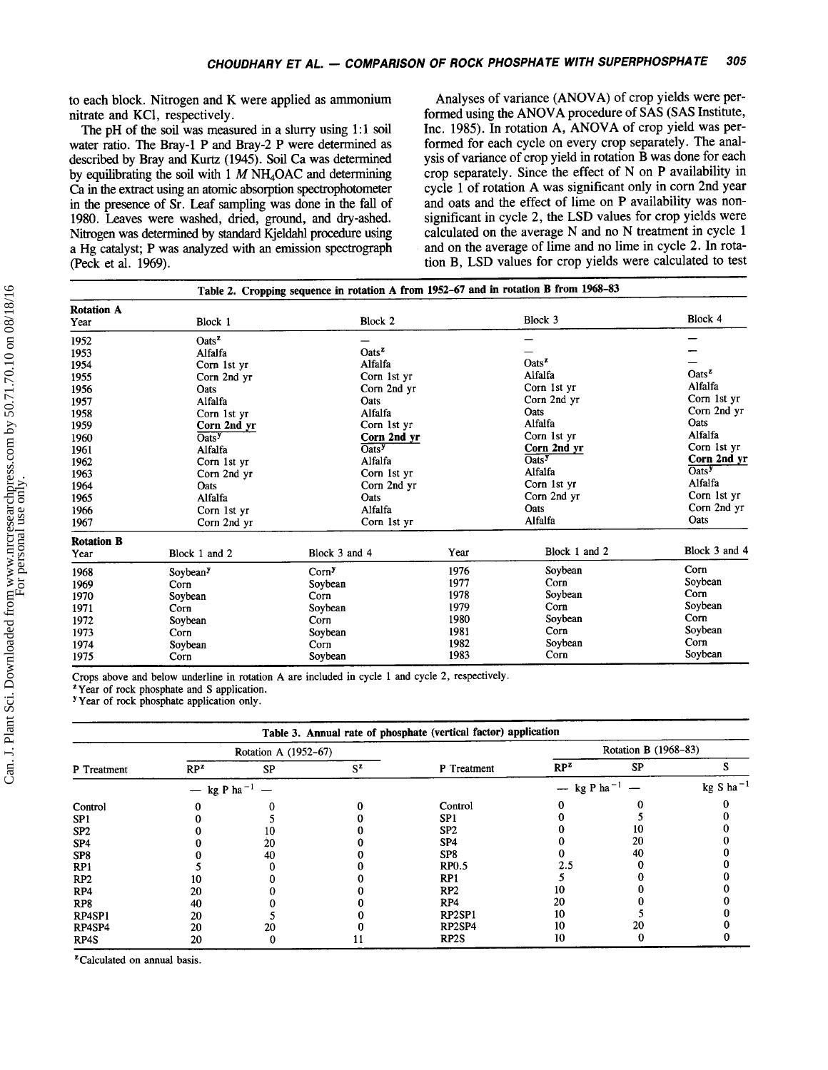to each block. Nitrogen and K were applied as ammonium nitrate and KCl, respectively.

The pH of the soil was measured in a slurry using 1:1 soil water ratio. The Bray-1 P and Bray-2 P were determined as described by Bray and Kurtz (1945). Soil Ca was determined by equilibrating the soil with 1 *M* $NH_4OAC$ and determining Ca in the extract using an atomic absorption spectrophotometer in the presence of Sr. Leaf sampling was done in the fall of 1980. Leaves were washed, dried, ground, and dry-ashed. Nitrogen was determined by standard Kjeldahl procedure using a Hg catalyst; P was analyzed with an emission spectrograph (Peck et al. 1969).

Analyses of variance (ANOVA) of crop yields were performed using the ANOVA procedure of SAS (SAS Institute, Inc. 1985). In rotation A, ANOVA of crop yield was performed for each cycle on every crop separately. The analysis of variance of crop yield in rotation B was done for each crop separately. Since the effect of N on P availability in cycle 1 of rotation A was significant only in corn 2nd year and oats and the effect of lime on P availability was nonsignificant in cycle 2, the LSD values for crop yields were calculated on the average N and no N treatment in cycle 1 and on the average of lime and no lime in cycle 2. In rotation B, LSD values for crop yields were calculated to test

**Table 2. Cropping sequence in rotation A from 1952–67 and in rotation B from 1968–83**

**Rotation A**

| Year | Block 1 | Block 2 | Block 3 | Block 4 |
|---|---|---|---|---|
| 1952 | Oats[z] | — | — | — |
| 1953 | Alfalfa | Oats[z] | — | — |
| 1954 | Corn 1st yr | Alfalfa | Oats[z] | — |
| 1955 | Corn 2nd yr | Corn 1st yr | Alfalfa | Oats[z] |
| 1956 | Oats | Corn 2nd yr | Corn 1st yr | Alfalfa |
| 1957 | Alfalfa | Oats | Corn 2nd yr | Corn 1st yr |
| 1958 | Corn 1st yr | Alfalfa | Oats | Corn 2nd yr |
| 1959 | <u>Corn 2nd yr</u> | Corn 1st yr | Alfalfa | Oats |
| 1960 | Oats[y] | <u>Corn 2nd yr</u> | Corn 1st yr | Alfalfa |
| 1961 | Alfalfa | Oats[y] | <u>Corn 2nd yr</u> | Corn 1st yr |
| 1962 | Corn 1st yr | Alfalfa | Oats[y] | <u>Corn 2nd yr</u> |
| 1963 | Corn 2nd yr | Corn 1st yr | Alfalfa | Oats[y] |
| 1964 | Oats | Corn 2nd yr | Corn 1st yr | Alfalfa |
| 1965 | Alfalfa | Oats | Corn 2nd yr | Corn 1st yr |
| 1966 | Corn 1st yr | Alfalfa | Oats | Corn 2nd yr |
| 1967 | Corn 2nd yr | Corn 1st yr | Alfalfa | Oats |

**Rotation B**

| Year | Block 1 and 2 | Block 3 and 4 | Year | Block 1 and 2 | Block 3 and 4 |
|---|---|---|---|---|---|
| 1968 | Soybean[y] | Corn[y] | 1976 | Soybean | Corn |
| 1969 | Corn | Soybean | 1977 | Corn | Soybean |
| 1970 | Soybean | Corn | 1978 | Soybean | Corn |
| 1971 | Corn | Soybean | 1979 | Corn | Soybean |
| 1972 | Soybean | Corn | 1980 | Soybean | Corn |
| 1973 | Corn | Soybean | 1981 | Corn | Soybean |
| 1974 | Soybean | Corn | 1982 | Soybean | Corn |
| 1975 | Corn | Soybean | 1983 | Corn | Soybean |

Crops above and below underline in rotation A are included in cycle 1 and cycle 2, respectively.
[z]Year of rock phosphate and S application.
[y]Year of rock phosphate application only.

**Table 3. Annual rate of phosphate (vertical factor) application**

| P Treatment | Rotation A (1952–67) | | | P Treatment | Rotation B (1968–83) | | |
|---|---|---|---|---|---|---|---|
| | RP[z] | SP | S[z] | | RP[z] | SP | S |
| | — kg P ha$^{-1}$ — | | | | — kg P ha$^{-1}$ — | | kg S ha$^{-1}$ |
| Control | 0 | 0 | 0 | Control | 0 | 0 | 0 |
| SP1 | 0 | 5 | 0 | SP1 | 0 | 5 | 0 |
| SP2 | 0 | 10 | 0 | SP2 | 0 | 10 | 0 |
| SP4 | 0 | 20 | 0 | SP4 | 0 | 20 | 0 |
| SP8 | 0 | 40 | 0 | SP8 | 0 | 40 | 0 |
| RP1 | 5 | 0 | 0 | RP0.5 | 2.5 | 0 | 0 |
| RP2 | 10 | 0 | 0 | RP1 | 5 | 0 | 0 |
| RP4 | 20 | 0 | 0 | RP2 | 10 | 0 | 0 |
| RP8 | 40 | 0 | 0 | RP4 | 20 | 0 | 0 |
| RP4SP1 | 20 | 5 | 0 | RP2SP1 | 10 | 5 | 0 |
| RP4SP4 | 20 | 20 | 0 | RP2SP4 | 10 | 20 | 0 |
| RP4S | 20 | 0 | 11 | RP2S | 10 | 0 | 0 |

[z]Calculated on annual basis.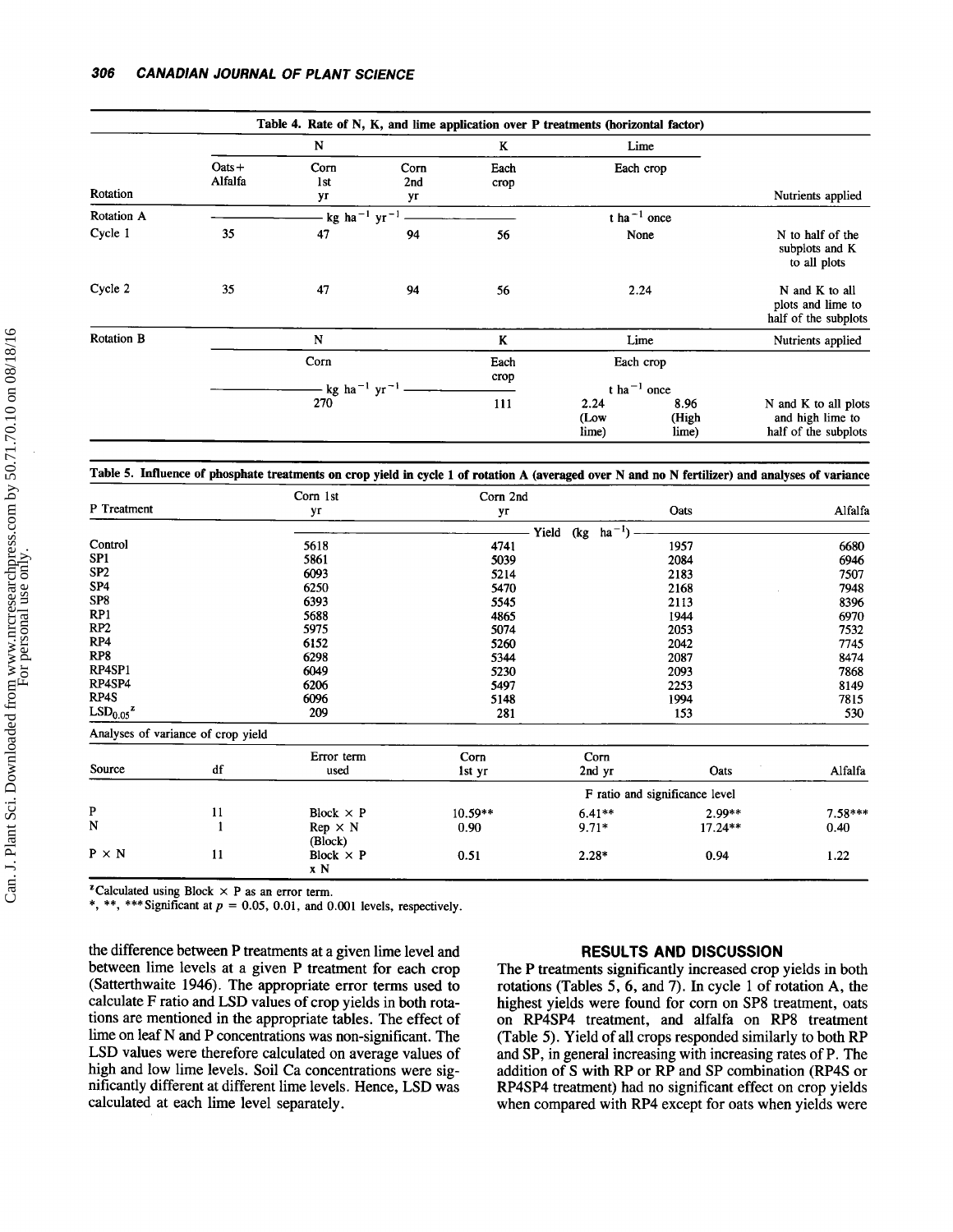**Table 4. Rate of N, K, and lime application over P treatments (horizontal factor)**

| Rotation | N | | | K | Lime | | Nutrients applied |
|---|---|---|---|---|---|---|---|
| | Oats + Alfalfa | Corn 1st yr | Corn 2nd yr | Each crop | Each crop | | |
| Rotation A | kg ha$^{-1}$ yr$^{-1}$ | | | | t ha$^{-1}$ once | | |
| Cycle 1 | 35 | 47 | 94 | 56 | None | | N to half of the subplots and K to all plots |
| Cycle 2 | 35 | 47 | 94 | 56 | 2.24 | | N and K to all plots and lime to half of the subplots |
| Rotation B | N | | | K | Lime | | Nutrients applied |
| | Corn | | | Each crop | Each crop | | |
| | kg ha$^{-1}$ yr$^{-1}$ | | | | t ha$^{-1}$ once | | |
| | 270 | | | 111 | 2.24 (Low lime) | 8.96 (High lime) | N and K to all plots and high lime to half of the subplots |

**Table 5. Influence of phosphate treatments on crop yield in cycle 1 of rotation A (averaged over N and no N fertilizer) and analyses of variance**

| P Treatment | Corn 1st yr | Corn 2nd yr | Oats | Alfalfa |
|---|---|---|---|---|
| | Yield (kg ha$^{-1}$) | | | |
| Control | 5618 | 4741 | 1957 | 6680 |
| SP1 | 5861 | 5039 | 2084 | 6946 |
| SP2 | 6093 | 5214 | 2183 | 7507 |
| SP4 | 6250 | 5470 | 2168 | 7948 |
| SP8 | 6393 | 5545 | 2113 | 8396 |
| RP1 | 5688 | 4865 | 1944 | 6970 |
| RP2 | 5975 | 5074 | 2053 | 7532 |
| RP4 | 6152 | 5260 | 2042 | 7745 |
| RP8 | 6298 | 5344 | 2087 | 8474 |
| RP4SP1 | 6049 | 5230 | 2093 | 7868 |
| RP4SP4 | 6206 | 5497 | 2253 | 8149 |
| RP4S | 6096 | 5148 | 1994 | 7815 |
| $LSD_{0.05}$[z] | 209 | 281 | 153 | 530 |

Analyses of variance of crop yield

| Source | df | Error term used | Corn 1st yr | Corn 2nd yr | Oats | Alfalfa |
|---|---|---|---|---|---|---|
| | | | F ratio and significance level | | | |
| P | 11 | Block × P | 10.59** | 6.41** | 2.99** | 7.58*** |
| N | 1 | Rep × N (Block) | 0.90 | 9.71* | 17.24** | 0.40 |
| P × N | 11 | Block × P x N | 0.51 | 2.28* | 0.94 | 1.22 |

[z]Calculated using Block × P as an error term.
*, **, *** Significant at $p = 0.05$, 0.01, and 0.001 levels, respectively.

the difference between P treatments at a given lime level and between lime levels at a given P treatment for each crop (Satterthwaite 1946). The appropriate error terms used to calculate F ratio and LSD values of crop yields in both rotations are mentioned in the appropriate tables. The effect of lime on leaf N and P concentrations was non-significant. The LSD values were therefore calculated on average values of high and low lime levels. Soil Ca concentrations were significantly different at different lime levels. Hence, LSD was calculated at each lime level separately.

## RESULTS AND DISCUSSION

The P treatments significantly increased crop yields in both rotations (Tables 5, 6, and 7). In cycle 1 of rotation A, the highest yields were found for corn on SP8 treatment, oats on RP4SP4 treatment, and alfalfa on RP8 treatment (Table 5). Yield of all crops responded similarly to both RP and SP, in general increasing with increasing rates of P. The addition of S with RP or RP and SP combination (RP4S or RP4SP4 treatment) had no significant effect on crop yields when compared with RP4 except for oats when yields were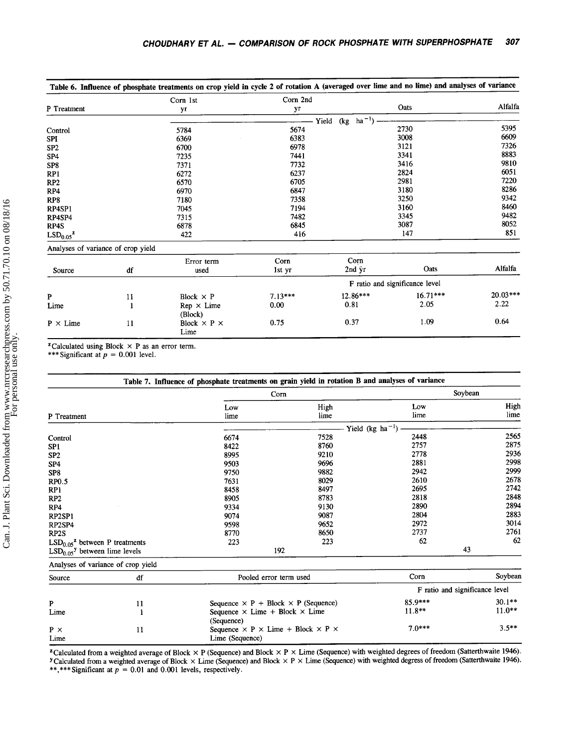**Table 6. Influence of phosphate treatments on crop yield in cycle 2 of rotation A (averaged over lime and no lime) and analyses of variance**

| P Treatment | Corn 1st yr | Corn 2nd yr | Oats | Alfalfa |
|---|---|---|---|---|
| | Yield (kg ha$^{-1}$) | | | |
| Control | 5784 | 5674 | 2730 | 5395 |
| SPI | 6369 | 6383 | 3008 | 6609 |
| SP2 | 6700 | 6978 | 3121 | 7326 |
| SP4 | 7235 | 7441 | 3341 | 8883 |
| SP8 | 7371 | 7732 | 3416 | 9810 |
| RP1 | 6272 | 6237 | 2824 | 6051 |
| RP2 | 6570 | 6705 | 2981 | 7220 |
| RP4 | 6970 | 6847 | 3180 | 8286 |
| RP8 | 7180 | 7358 | 3250 | 9342 |
| RP4SP1 | 7045 | 7194 | 3160 | 8460 |
| RP4SP4 | 7315 | 7482 | 3345 | 9482 |
| RP4S | 6878 | 6845 | 3087 | 8052 |
| $LSD_{0.05}$[z] | 422 | 416 | 147 | 851 |

Analyses of variance of crop yield

| Source | df | Error term used | Corn 1st yr | Corn 2nd ŷr | Oats | Alfalfa |
|---|---|---|---|---|---|---|
| | | | F ratio and significance level | | | |
| P | 11 | Block × P | 7.13*** | 12.86*** | 16.71*** | 20.03*** |
| Lime | 1 | Rep × Lime (Block) | 0.00 | 0.81 | 2.05 | 2.22 |
| P × Lime | 11 | Block × P × Lime | 0.75 | 0.37 | 1.09 | 0.64 |

[z]Calculated using Block × P as an error term.
***Significant at $p = 0.001$ level.

**Table 7. Influence of phosphate treatments on grain yield in rotation B and analyses of variance**

| P Treatment | Corn Low lime | Corn High lime | Soybean Low lime | Soybean High lime |
|---|---|---|---|---|
| | Yield (kg ha$^{-1}$) | | | |
| Control | 6674 | 7528 | 2448 | 2565 |
| SP1 | 8422 | 8760 | 2757 | 2875 |
| SP2 | 8995 | 9210 | 2778 | 2936 |
| SP4 | 9503 | 9696 | 2881 | 2998 |
| SP8 | 9750 | 9882 | 2942 | 2999 |
| RP0.5 | 7631 | 8029 | 2610 | 2678 |
| RP1 | 8458 | 8497 | 2695 | 2742 |
| RP2 | 8905 | 8783 | 2818 | 2848 |
| RP4 | 9334 | 9130 | 2890 | 2894 |
| RP2SP1 | 9074 | 9087 | 2804 | 2883 |
| RP2SP4 | 9598 | 9652 | 2972 | 3014 |
| RP2S | 8770 | 8650 | 2737 | 2761 |
| $LSD_{0.05}$[z] between P treatments | 223 | 223 | 62 | 62 |
| $LSD_{0.05}$[y] between lime levels | 192 | | 43 | |

Analyses of variance of crop yield

| Source | df | Pooled error term used | Corn | Soybean |
|---|---|---|---|---|
| | | | F ratio and significance level | |
| P | 11 | Sequence × P + Block × P (Sequence) | 85.9*** | 30.1** |
| Lime | 1 | Sequence × Lime + Block × Lime (Sequence) | 11.8** | 11.0** |
| P × Lime | 11 | Sequence × P × Lime + Block × P × Lime (Sequence) | 7.0*** | 3.5** |

[z]Calculated from a weighted average of Block × P (Sequence) and Block × P × Lime (Sequence) with weighted degrees of freedom (Satterthwaite 1946).
[y]Calculated from a weighted average of Block × Lime (Sequence) and Block × P × Lime (Sequence) with weighted degress of freedom (Satterthwaite 1946).
**,***Significant at $p = 0.01$ and 0.001 levels, respectively.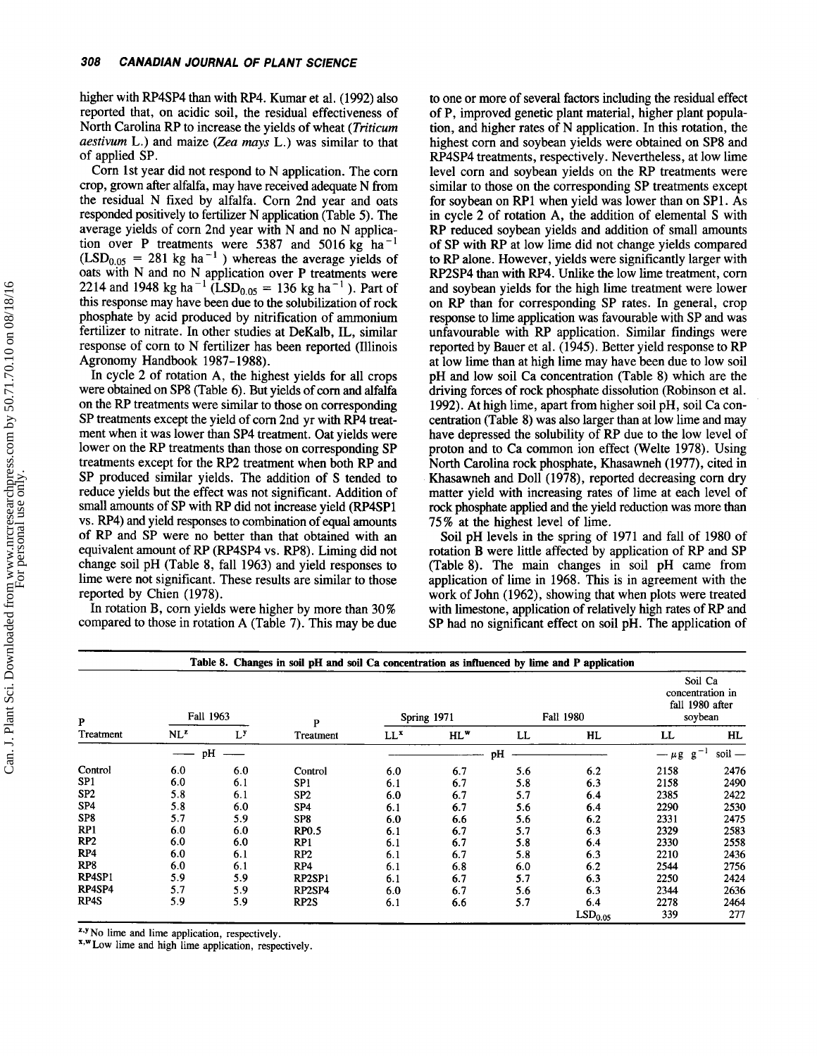higher with RP4SP4 than with RP4. Kumar et al. (1992) also reported that, on acidic soil, the residual effectiveness of North Carolina RP to increase the yields of wheat (*Triticum aestivum* L.) and maize (*Zea mays* L.) was similar to that of applied SP.

Corn 1st year did not respond to N application. The corn crop, grown after alfalfa, may have received adequate N from the residual N fixed by alfalfa. Corn 2nd year and oats responded positively to fertilizer N application (Table 5). The average yields of corn 2nd year with N and no N application over P treatments were 5387 and 5016 kg ha$^{-1}$ ($LSD_{0.05}$ = 281 kg ha$^{-1}$) whereas the average yields of oats with N and no N application over P treatments were 2214 and 1948 kg ha$^{-1}$ ($LSD_{0.05}$ = 136 kg ha$^{-1}$). Part of this response may have been due to the solubilization of rock phosphate by acid produced by nitrification of ammonium fertilizer to nitrate. In other studies at DeKalb, IL, similar response of corn to N fertilizer has been reported (Illinois Agronomy Handbook 1987–1988).

In cycle 2 of rotation A, the highest yields for all crops were obtained on SP8 (Table 6). But yields of corn and alfalfa on the RP treatments were similar to those on corresponding SP treatments except the yield of corn 2nd yr with RP4 treatment when it was lower than SP4 treatment. Oat yields were lower on the RP treatments than those on corresponding SP treatments except for the RP2 treatment when both RP and SP produced similar yields. The addition of S tended to reduce yields but the effect was not significant. Addition of small amounts of SP with RP did not increase yield (RP4SP1 vs. RP4) and yield responses to combination of equal amounts of RP and SP were no better than that obtained with an equivalent amount of RP (RP4SP4 vs. RP8). Liming did not change soil pH (Table 8, fall 1963) and yield responses to lime were not significant. These results are similar to those reported by Chien (1978).

In rotation B, corn yields were higher by more than 30% compared to those in rotation A (Table 7). This may be due to one or more of several factors including the residual effect of P, improved genetic plant material, higher plant population, and higher rates of N application. In this rotation, the highest corn and soybean yields were obtained on SP8 and RP4SP4 treatments, respectively. Nevertheless, at low lime level corn and soybean yields on the RP treatments were similar to those on the corresponding SP treatments except for soybean on RP1 when yield was lower than on SP1. As in cycle 2 of rotation A, the addition of elemental S with RP reduced soybean yields and addition of small amounts of SP with RP at low lime did not change yields compared to RP alone. However, yields were significantly larger with RP2SP4 than with RP4. Unlike the low lime treatment, corn and soybean yields for the high lime treatment were lower on RP than for corresponding SP rates. In general, crop response to lime application was favourable with SP and was unfavourable with RP application. Similar findings were reported by Bauer et al. (1945). Better yield response to RP at low lime than at high lime may have been due to low soil pH and low soil Ca concentration (Table 8) which are the driving forces of rock phosphate dissolution (Robinson et al. 1992). At high lime, apart from higher soil pH, soil Ca concentration (Table 8) was also larger than at low lime and may have depressed the solubility of RP due to the low level of proton and to Ca common ion effect (Welte 1978). Using North Carolina rock phosphate, Khasawneh (1977), cited in Khasawneh and Doll (1978), reported decreasing corn dry matter yield with increasing rates of lime at each level of rock phosphate applied and the yield reduction was more than 75% at the highest level of lime.

Soil pH levels in the spring of 1971 and fall of 1980 of rotation B were little affected by application of RP and SP (Table 8). The main changes in soil pH came from application of lime in 1968. This is in agreement with the work of John (1962), showing that when plots were treated with limestone, application of relatively high rates of RP and SP had no significant effect on soil pH. The application of

**Table 8. Changes in soil pH and soil Ca concentration as influenced by lime and P application**

| P Treatment | Fall 1963 | | P Treatment | Spring 1971 | | Fall 1980 | | Soil Ca concentration in fall 1980 after soybean | |
|---|---|---|---|---|---|---|---|---|---|
| | NL[z] | L[y] | | LL[x] | HL[w] | LL | HL | LL | HL |
| | — pH — | | | — pH — | | | | — μg g$^{-1}$ soil — | |
| Control | 6.0 | 6.0 | Control | 6.0 | 6.7 | 5.6 | 6.2 | 2158 | 2476 |
| SP1 | 6.0 | 6.1 | SP1 | 6.1 | 6.7 | 5.8 | 6.3 | 2158 | 2490 |
| SP2 | 5.8 | 6.1 | SP2 | 6.0 | 6.7 | 5.7 | 6.4 | 2385 | 2422 |
| SP4 | 5.8 | 6.0 | SP4 | 6.1 | 6.7 | 5.6 | 6.4 | 2290 | 2530 |
| SP8 | 5.7 | 5.9 | SP8 | 6.0 | 6.6 | 5.6 | 6.2 | 2331 | 2475 |
| RP1 | 6.0 | 6.0 | RP0.5 | 6.1 | 6.7 | 5.7 | 6.3 | 2329 | 2583 |
| RP2 | 6.0 | 6.0 | RP1 | 6.1 | 6.7 | 5.8 | 6.4 | 2330 | 2558 |
| RP4 | 6.0 | 6.1 | RP2 | 6.1 | 6.7 | 5.8 | 6.3 | 2210 | 2436 |
| RP8 | 6.0 | 6.1 | RP4 | 6.1 | 6.8 | 6.0 | 6.2 | 2544 | 2756 |
| RP4SP1 | 5.9 | 5.9 | RP2SP1 | 6.1 | 6.7 | 5.7 | 6.3 | 2250 | 2424 |
| RP4SP4 | 5.7 | 5.9 | RP2SP4 | 6.0 | 6.7 | 5.6 | 6.3 | 2344 | 2636 |
| RP4S | 5.9 | 5.9 | RP2S | 6.1 | 6.6 | 5.7 | 6.4 | 2278 | 2464 |
| | | | | | | | $LSD_{0.05}$ | 339 | 277 |

[z,y] No lime and lime application, respectively.
[x,w] Low lime and high lime application, respectively.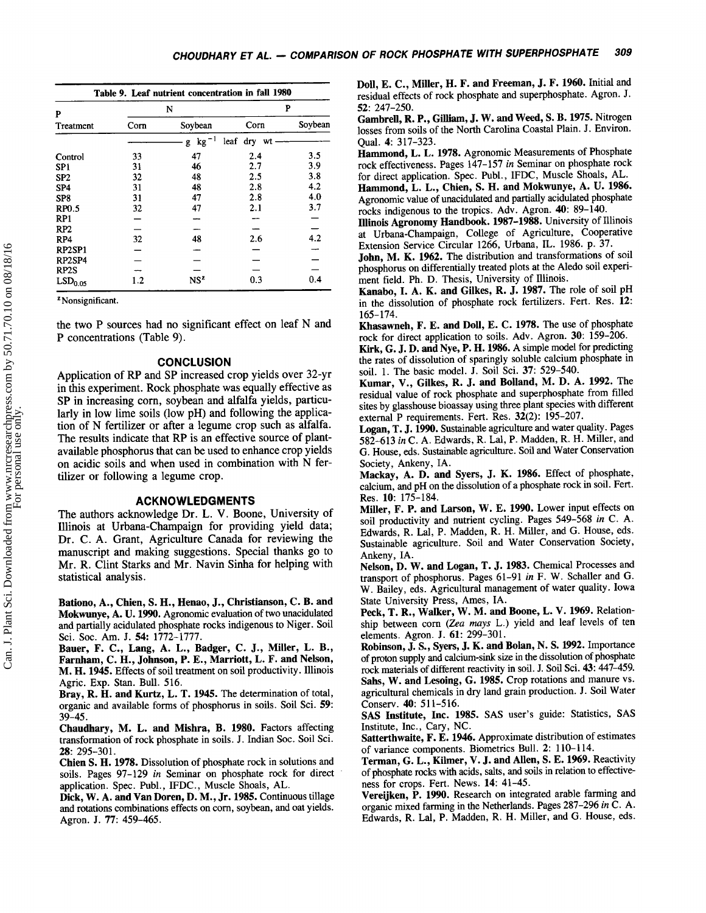Table 9. Leaf nutrient concentration in fall 1980

| P Treatment | N | | P | |
|---|---|---|---|---|
| | Corn | Soybean | Corn | Soybean |
| | g $kg^{-1}$ leaf dry wt | | | |
| Control | 33 | 47 | 2.4 | 3.5 |
| SP1 | 31 | 46 | 2.7 | 3.9 |
| SP2 | 32 | 48 | 2.5 | 3.8 |
| SP4 | 31 | 48 | 2.8 | 4.2 |
| SP8 | 31 | 47 | 2.8 | 4.0 |
| RP0.5 | 32 | 47 | 2.1 | 3.7 |
| RP1 | — | — | — | — |
| RP2 | — | — | — | — |
| RP4 | 32 | 48 | 2.6 | 4.2 |
| RP2SP1 | — | — | — | — |
| RP2SP4 | — | — | — | — |
| RP2S | — | — | — | — |
| $LSD_{0.05}$ | 1.2 | NS[z] | 0.3 | 0.4 |

[z]Nonsignificant.

the two P sources had no significant effect on leaf N and P concentrations (Table 9).

## CONCLUSION

Application of RP and SP increased crop yields over 32-yr in this experiment. Rock phosphate was equally effective as SP in increasing corn, soybean and alfalfa yields, particularly in low lime soils (low pH) and following the application of N fertilizer or after a legume crop such as alfalfa. The results indicate that RP is an effective source of plant-available phosphorus that can be used to enhance crop yields on acidic soils and when used in combination with N fertilizer or following a legume crop.

## ACKNOWLEDGMENTS

The authors acknowledge Dr. L. V. Boone, University of Illinois at Urbana-Champaign for providing yield data; Dr. C. A. Grant, Agriculture Canada for reviewing the manuscript and making suggestions. Special thanks go to Mr. R. Clint Starks and Mr. Navin Sinha for helping with statistical analysis.

**Bationo, A., Chien, S. H., Henao, J., Christianson, C. B. and Mokwunye, A. U. 1990.** Agronomic evaluation of two unacidulated and partially acidulated phosphate rocks indigenous to Niger. Soil Sci. Soc. Am. J. **54**: 1772–1777.

**Bauer, F. C., Lang, A. L., Badger, C. J., Miller, L. B., Farnham, C. H., Johnson, P. E., Marriott, L. F. and Nelson, M. H. 1945.** Effects of soil treatment on soil productivity. Illinois Agric. Exp. Stan. Bull. 516.

**Bray, R. H. and Kurtz, L. T. 1945.** The determination of total, organic and available forms of phosphorus in soils. Soil Sci. **59**: 39–45.

**Chaudhary, M. L. and Mishra, B. 1980.** Factors affecting transformation of rock phosphate in soils. J. Indian Soc. Soil Sci. **28**: 295–301.

**Chien S. H. 1978.** Dissolution of phosphate rock in solutions and soils. Pages 97–129 *in* Seminar on phosphate rock for direct application. Spec. Publ., IFDC., Muscle Shoals, AL.

**Dick, W. A. and Van Doren, D. M., Jr. 1985.** Continuous tillage and rotations combinations effects on corn, soybean, and oat yields. Agron. J. **77**: 459–465.

**Doll, E. C., Miller, H. F. and Freeman, J. F. 1960.** Initial and residual effects of rock phosphate and superphosphate. Agron. J. **52**: 247–250.

**Gambrell, R. P., Gilliam, J. W. and Weed, S. B. 1975.** Nitrogen losses from soils of the North Carolina Coastal Plain. J. Environ. Qual. **4**: 317–323.

**Hammond, L. L. 1978.** Agronomic Measurements of Phosphate rock effectiveness. Pages 147–157 *in* Seminar on phosphate rock for direct application. Spec. Publ., IFDC, Muscle Shoals, AL.

**Hammond, L. L., Chien, S. H. and Mokwunye, A. U. 1986.** Agronomic value of unacidulated and partially acidulated phosphate rocks indigenous to the tropics. Adv. Agron. **40**: 89–140.

**Illinois Agronomy Handbook. 1987–1988.** University of Illinois at Urbana-Champaign, College of Agriculture, Cooperative Extension Service Circular 1266, Urbana, IL. 1986. p. 37.

**John, M. K. 1962.** The distribution and transformations of soil phosphorus on differentially treated plots at the Aledo soil experiment field. Ph. D. Thesis, University of Illinois.

**Kanabo, I. A. K. and Gilkes, R. J. 1987.** The role of soil pH in the dissolution of phosphate rock fertilizers. Fert. Res. **12**: 165–174.

**Khasawneh, F. E. and Doll, E. C. 1978.** The use of phosphate rock for direct application to soils. Adv. Agron. **30**: 159–206.

**Kirk, G. J. D. and Nye, P. H. 1986.** A simple model for predicting the rates of dissolution of sparingly soluble calcium phosphate in soil. 1. The basic model. J. Soil Sci. **37**: 529–540.

**Kumar, V., Gilkes, R. J. and Bolland, M. D. A. 1992.** The residual value of rock phosphate and superphosphate from filled sites by glasshouse bioassay using three plant species with different external P requirements. Fert. Res. **32**(2): 195–207.

**Logan, T. J. 1990.** Sustainable agriculture and water quality. Pages 582–613 *in* C. A. Edwards, R. Lal, P. Madden, R. H. Miller, and G. House, eds. Sustainable agriculture. Soil and Water Conservation Society, Ankeny, IA.

**Mackay, A. D. and Syers, J. K. 1986.** Effect of phosphate, calcium, and pH on the dissolution of a phosphate rock in soil. Fert. Res. **10**: 175–184.

**Miller, F. P. and Larson, W. E. 1990.** Lower input effects on soil productivity and nutrient cycling. Pages 549–568 *in* C. A. Edwards, R. Lal, P. Madden, R. H. Miller, and G. House, eds. Sustainable agriculture. Soil and Water Conservation Society, Ankeny, IA.

**Nelson, D. W. and Logan, T. J. 1983.** Chemical Processes and transport of phosphorus. Pages 61–91 *in* F. W. Schaller and G. W. Bailey, eds. Agricultural management of water quality. Iowa State University Press, Ames, IA.

**Peck, T. R., Walker, W. M. and Boone, L. V. 1969.** Relationship between corn (*Zea mays* L.) yield and leaf levels of ten elements. Agron. J. **61**: 299–301.

**Robinson, J. S., Syers, J. K. and Bolan, N. S. 1992.** Importance of proton supply and calcium-sink size in the dissolution of phosphate rock materials of different reactivity in soil. J. Soil Sci. **43**: 447–459.

**Sahs, W. and Lesoing, G. 1985.** Crop rotations and manure vs. agricultural chemicals in dry land grain production. J. Soil Water Conserv. **40**: 511–516.

**SAS Institute, Inc. 1985.** SAS user's guide: Statistics, SAS Institute, Inc., Cary, NC.

**Satterthwaite, F. E. 1946.** Approximate distribution of estimates of variance components. Biometrics Bull. **2**: 110–114.

**Terman, G. L., Kilmer, V. J. and Allen, S. E. 1969.** Reactivity of phosphate rocks with acids, salts, and soils in relation to effectiveness for crops. Fert. News. **14**: 41–45.

**Vereijken, P. 1990.** Research on integrated arable farming and organic mixed farming in the Netherlands. Pages 287–296 *in* C. A. Edwards, R. Lal, P. Madden, R. H. Miller, and G. House, eds.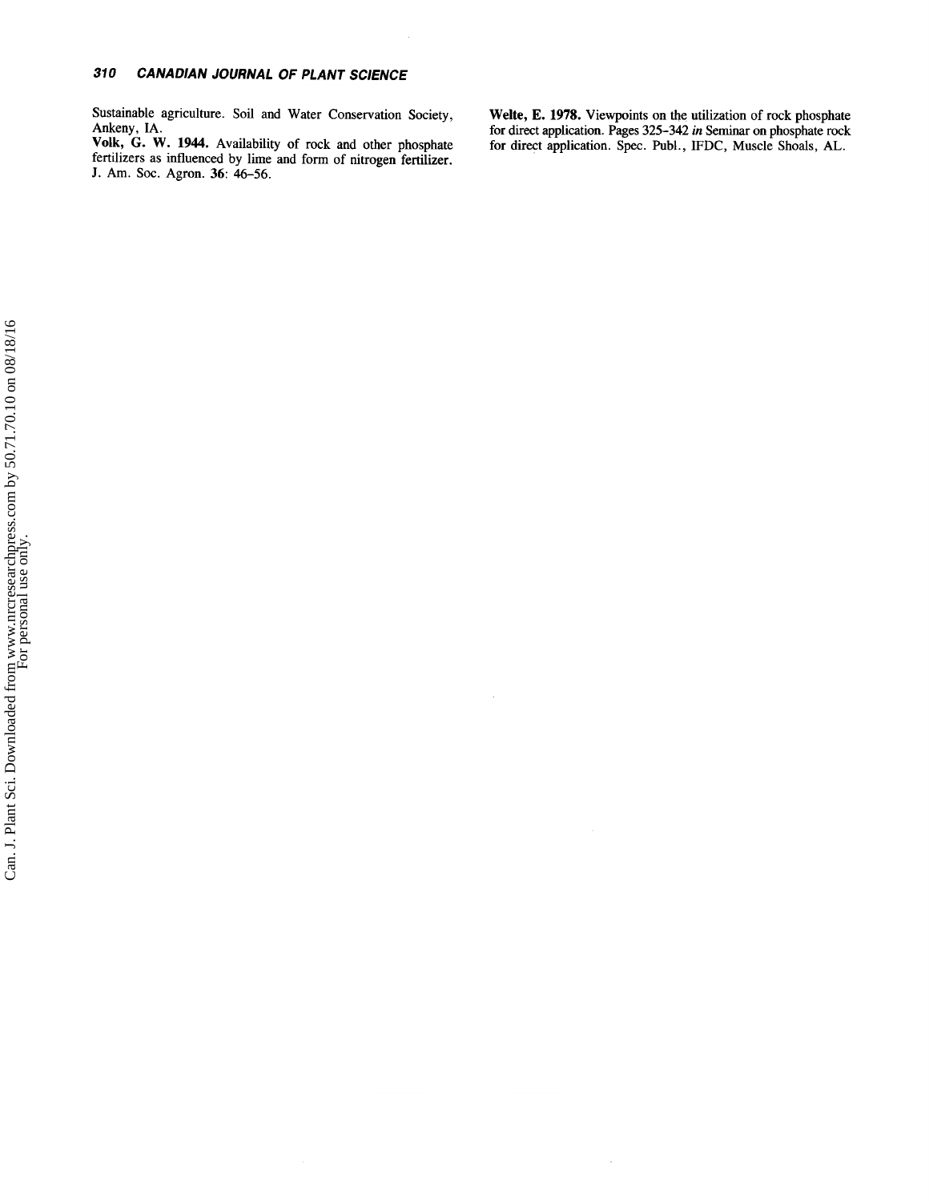Sustainable agriculture. Soil and Water Conservation Society, Ankeny, IA.

**Volk, G. W. 1944.** Availability of rock and other phosphate fertilizers as influenced by lime and form of nitrogen fertilizer. J. Am. Soc. Agron. **36**: 46–56.

**Welte, E. 1978.** Viewpoints on the utilization of rock phosphate for direct application. Pages 325–342 *in* Seminar on phosphate rock for direct application. Spec. Publ., IFDC, Muscle Shoals, AL.